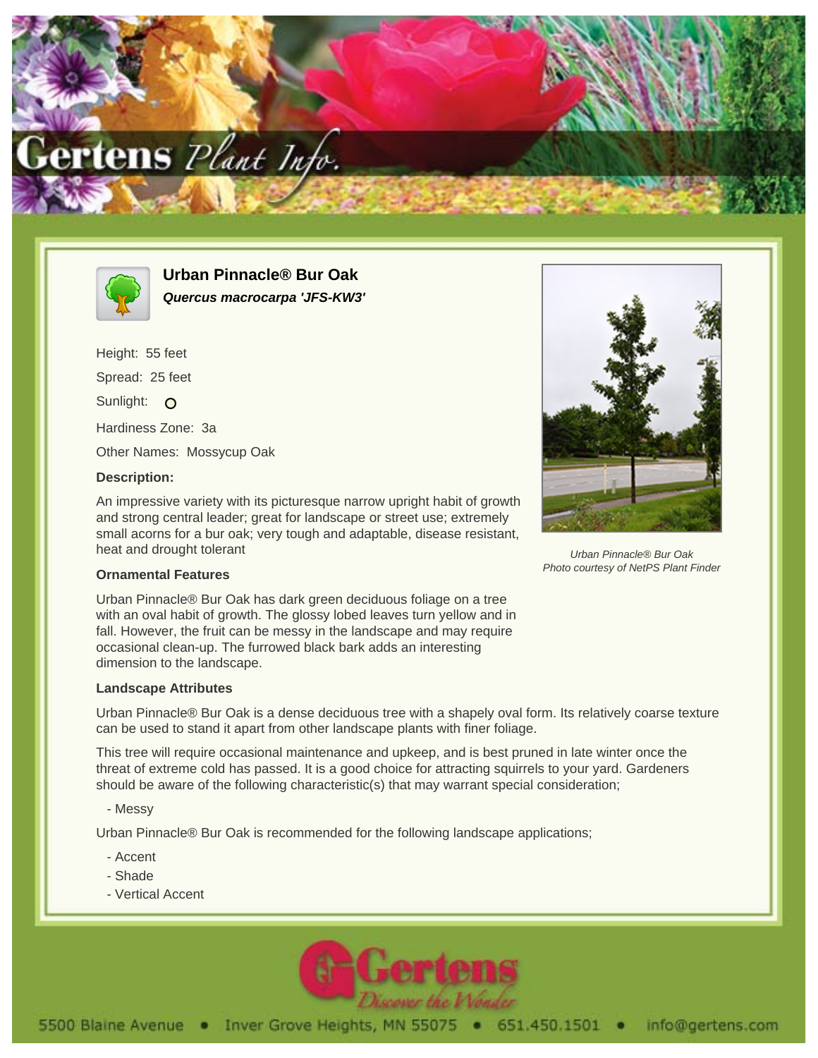# Urban Pinnacle® Bur Oak

***Quercus macrocarpa 'JFS-KW3'***

Height: 55 feet

Spread: 25 feet

Sunlight: O

Hardiness Zone: 3a

Other Names: Mossycup Oak

**Description:**

An impressive variety with its picturesque narrow upright habit of growth and strong central leader; great for landscape or street use; extremely small acorns for a bur oak; very tough and adaptable, disease resistant, heat and drought tolerant

*Urban Pinnacle® Bur Oak*
*Photo courtesy of NetPS Plant Finder*

**Ornamental Features**

Urban Pinnacle® Bur Oak has dark green deciduous foliage on a tree with an oval habit of growth. The glossy lobed leaves turn yellow and in fall. However, the fruit can be messy in the landscape and may require occasional clean-up. The furrowed black bark adds an interesting dimension to the landscape.

**Landscape Attributes**

Urban Pinnacle® Bur Oak is a dense deciduous tree with a shapely oval form. Its relatively coarse texture can be used to stand it apart from other landscape plants with finer foliage.

This tree will require occasional maintenance and upkeep, and is best pruned in late winter once the threat of extreme cold has passed. It is a good choice for attracting squirrels to your yard. Gardeners should be aware of the following characteristic(s) that may warrant special consideration;

- Messy

Urban Pinnacle® Bur Oak is recommended for the following landscape applications;

- Accent
- Shade
- Vertical Accent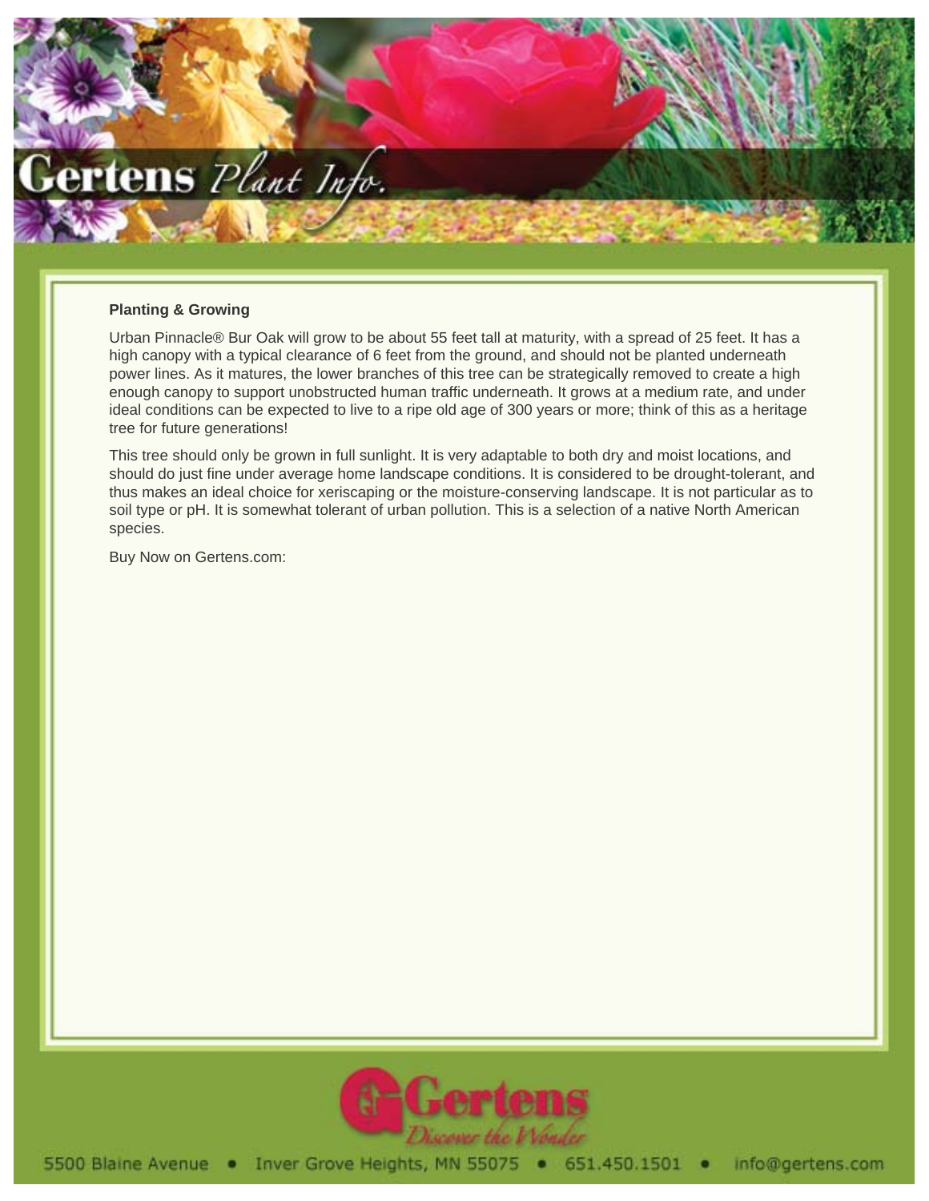### Planting & Growing

Urban Pinnacle® Bur Oak will grow to be about 55 feet tall at maturity, with a spread of 25 feet. It has a high canopy with a typical clearance of 6 feet from the ground, and should not be planted underneath power lines. As it matures, the lower branches of this tree can be strategically removed to create a high enough canopy to support unobstructed human traffic underneath. It grows at a medium rate, and under ideal conditions can be expected to live to a ripe old age of 300 years or more; think of this as a heritage tree for future generations!

This tree should only be grown in full sunlight. It is very adaptable to both dry and moist locations, and should do just fine under average home landscape conditions. It is considered to be drought-tolerant, and thus makes an ideal choice for xeriscaping or the moisture-conserving landscape. It is not particular as to soil type or pH. It is somewhat tolerant of urban pollution. This is a selection of a native North American species.

Buy Now on Gertens.com: